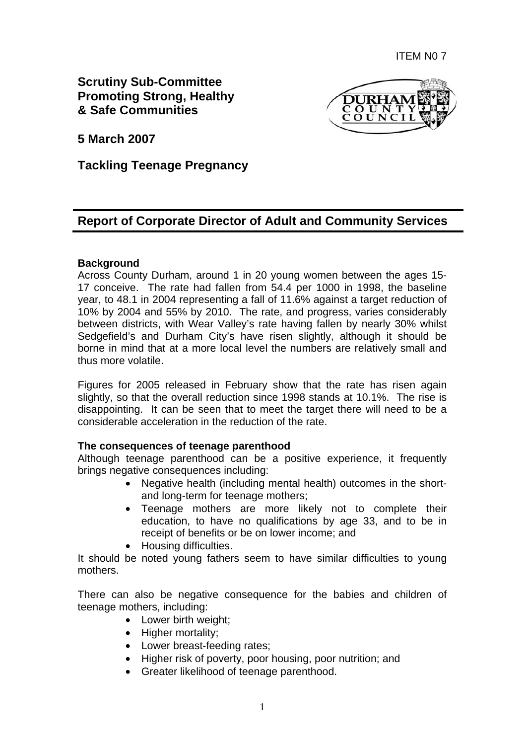ITEM N0 7

**Scrutiny Sub-Committee Promoting Strong, Healthy & Safe Communities**

**5 March 2007**

**Tackling Teenage Pregnancy**

## Report of Corporate Director of Adult and Community Services

**Background**

Across County Durham, around 1 in 20 young women between the ages 15-17 conceive. The rate had fallen from 54.4 per 1000 in 1998, the baseline year, to 48.1 in 2004 representing a fall of 11.6% against a target reduction of 10% by 2004 and 55% by 2010. The rate, and progress, varies considerably between districts, with Wear Valley's rate having fallen by nearly 30% whilst Sedgefield's and Durham City's have risen slightly, although it should be borne in mind that at a more local level the numbers are relatively small and thus more volatile.

Figures for 2005 released in February show that the rate has risen again slightly, so that the overall reduction since 1998 stands at 10.1%. The rise is disappointing. It can be seen that to meet the target there will need to be a considerable acceleration in the reduction of the rate.

**The consequences of teenage parenthood**

Although teenage parenthood can be a positive experience, it frequently brings negative consequences including:

- Negative health (including mental health) outcomes in the short- and long-term for teenage mothers;
- Teenage mothers are more likely not to complete their education, to have no qualifications by age 33, and to be in receipt of benefits or be on lower income; and
- Housing difficulties.

It should be noted young fathers seem to have similar difficulties to young mothers.

There can also be negative consequence for the babies and children of teenage mothers, including:

- Lower birth weight;
- Higher mortality;
- Lower breast-feeding rates;
- Higher risk of poverty, poor housing, poor nutrition; and
- Greater likelihood of teenage parenthood.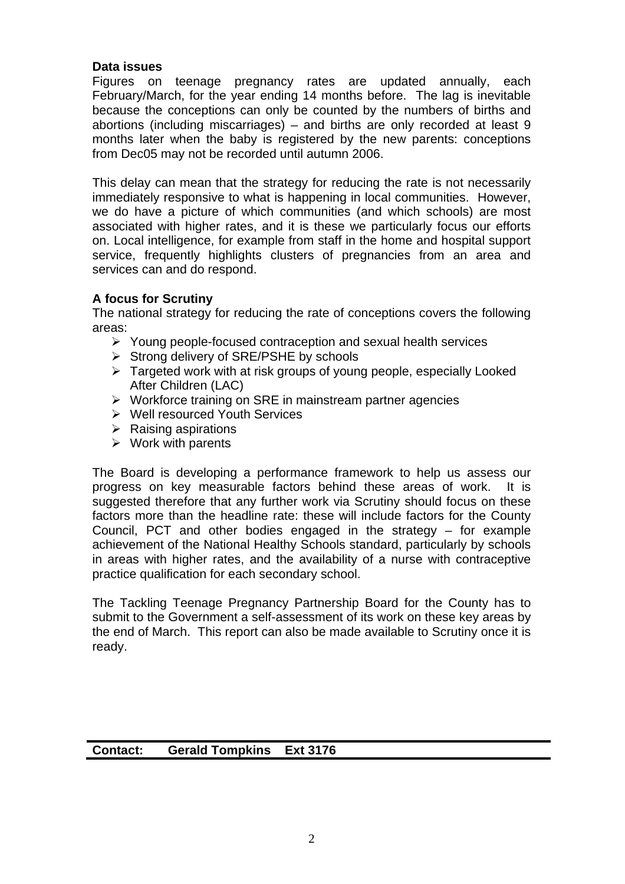**Data issues**

Figures on teenage pregnancy rates are updated annually, each February/March, for the year ending 14 months before. The lag is inevitable because the conceptions can only be counted by the numbers of births and abortions (including miscarriages) – and births are only recorded at least 9 months later when the baby is registered by the new parents: conceptions from Dec05 may not be recorded until autumn 2006.

This delay can mean that the strategy for reducing the rate is not necessarily immediately responsive to what is happening in local communities. However, we do have a picture of which communities (and which schools) are most associated with higher rates, and it is these we particularly focus our efforts on. Local intelligence, for example from staff in the home and hospital support service, frequently highlights clusters of pregnancies from an area and services can and do respond.

**A focus for Scrutiny**

The national strategy for reducing the rate of conceptions covers the following areas:

- Young people-focused contraception and sexual health services
- Strong delivery of SRE/PSHE by schools
- Targeted work with at risk groups of young people, especially Looked After Children (LAC)
- Workforce training on SRE in mainstream partner agencies
- Well resourced Youth Services
- Raising aspirations
- Work with parents

The Board is developing a performance framework to help us assess our progress on key measurable factors behind these areas of work. It is suggested therefore that any further work via Scrutiny should focus on these factors more than the headline rate: these will include factors for the County Council, PCT and other bodies engaged in the strategy – for example achievement of the National Healthy Schools standard, particularly by schools in areas with higher rates, and the availability of a nurse with contraceptive practice qualification for each secondary school.

The Tackling Teenage Pregnancy Partnership Board for the County has to submit to the Government a self-assessment of its work on these key areas by the end of March. This report can also be made available to Scrutiny once it is ready.

**Contact: Gerald Tompkins Ext 3176**